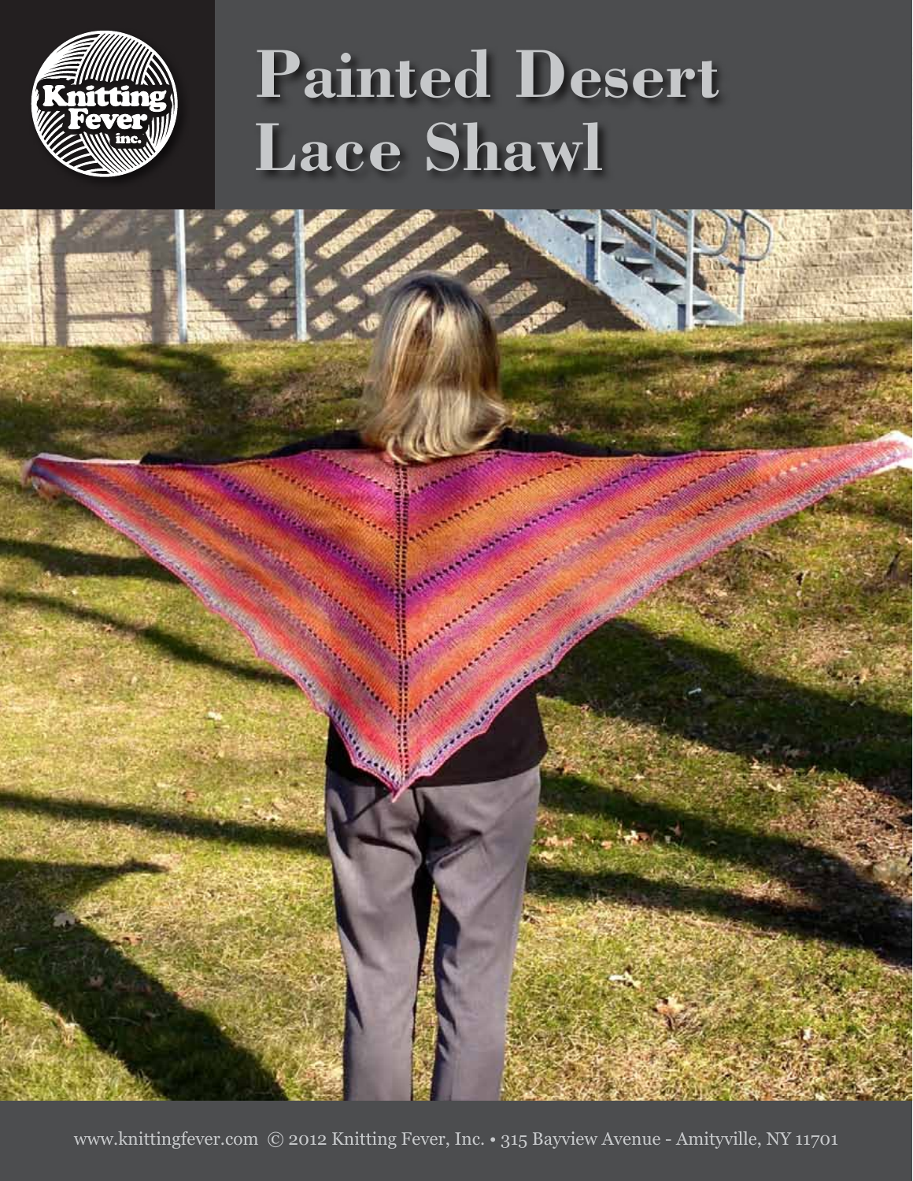# Painted Desert Lace Shawl

www.knittingfever.com © 2012 Knitting Fever, Inc. • 315 Bayview Avenue - Amityville, NY 11701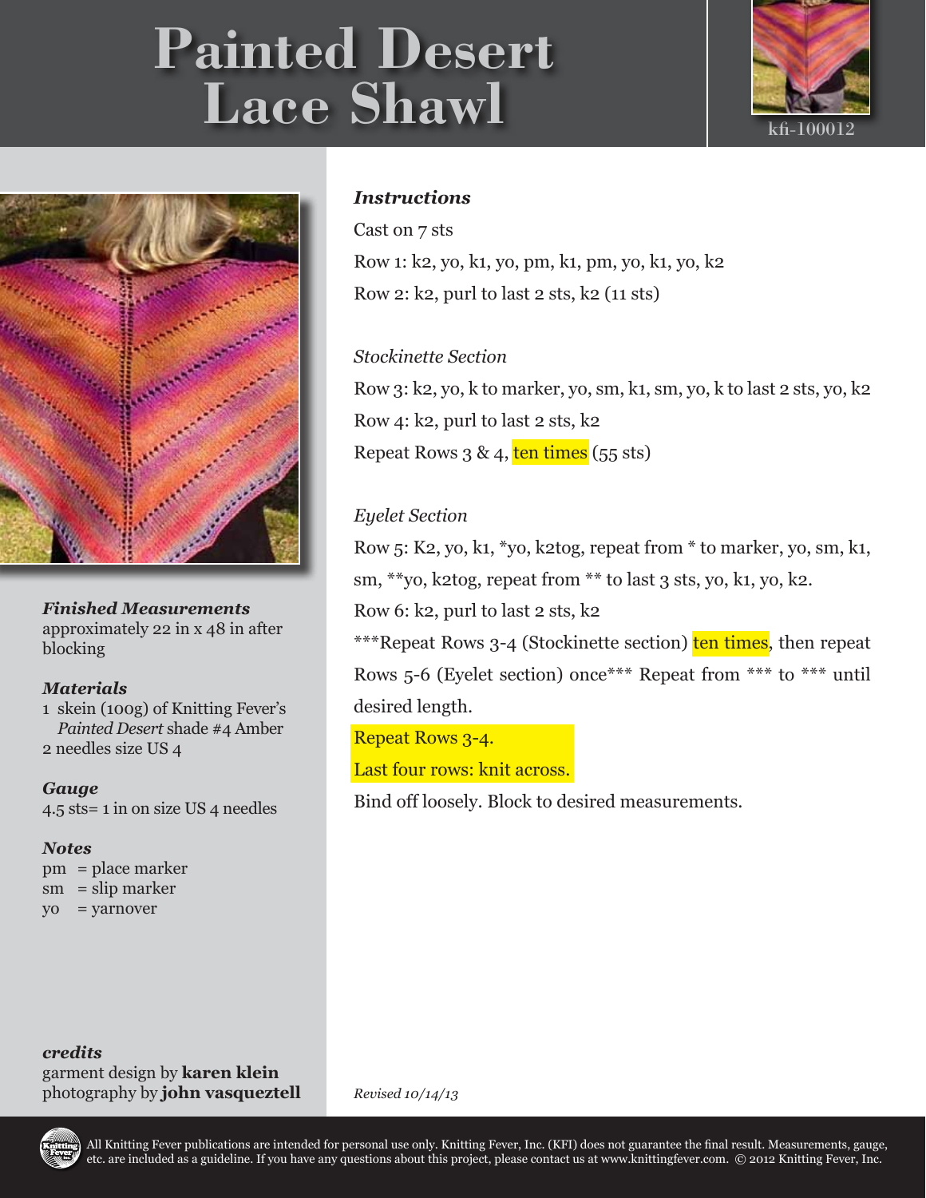# Painted Desert Lace Shawl

kfi-100012

### *Finished Measurements*

approximately 22 in x 48 in after blocking

### *Materials*

1 skein (100g) of Knitting Fever's *Painted Desert* shade #4 Amber
2 needles size US 4

### *Gauge*

4.5 sts= 1 in on size US 4 needles

### *Notes*

pm = place marker
sm = slip marker
yo = yarnover

### *credits*

garment design by **karen klein**
photography by **john vasqueztell**

### *Instructions*

Cast on 7 sts

Row 1: k2, yo, k1, yo, pm, k1, pm, yo, k1, yo, k2

Row 2: k2, purl to last 2 sts, k2 (11 sts)

*Stockinette Section*

Row 3: k2, yo, k to marker, yo, sm, k1, sm, yo, k to last 2 sts, yo, k2

Row 4: k2, purl to last 2 sts, k2

Repeat Rows 3 & 4, ten times (55 sts)

*Eyelet Section*

Row 5: K2, yo, k1, *yo, k2tog, repeat from * to marker, yo, sm, k1, sm, **yo, k2tog, repeat from ** to last 3 sts, yo, k1, yo, k2.

Row 6: k2, purl to last 2 sts, k2

***Repeat Rows 3-4 (Stockinette section) ten times, then repeat Rows 5-6 (Eyelet section) once*** Repeat from *** to *** until desired length.

Repeat Rows 3-4.

Last four rows: knit across.

Bind off loosely. Block to desired measurements.

*Revised 10/14/13*

All Knitting Fever publications are intended for personal use only. Knitting Fever, Inc. (KFI) does not guarantee the final result. Measurements, gauge, etc. are included as a guideline. If you have any questions about this project, please contact us at www.knittingfever.com. © 2012 Knitting Fever, Inc.